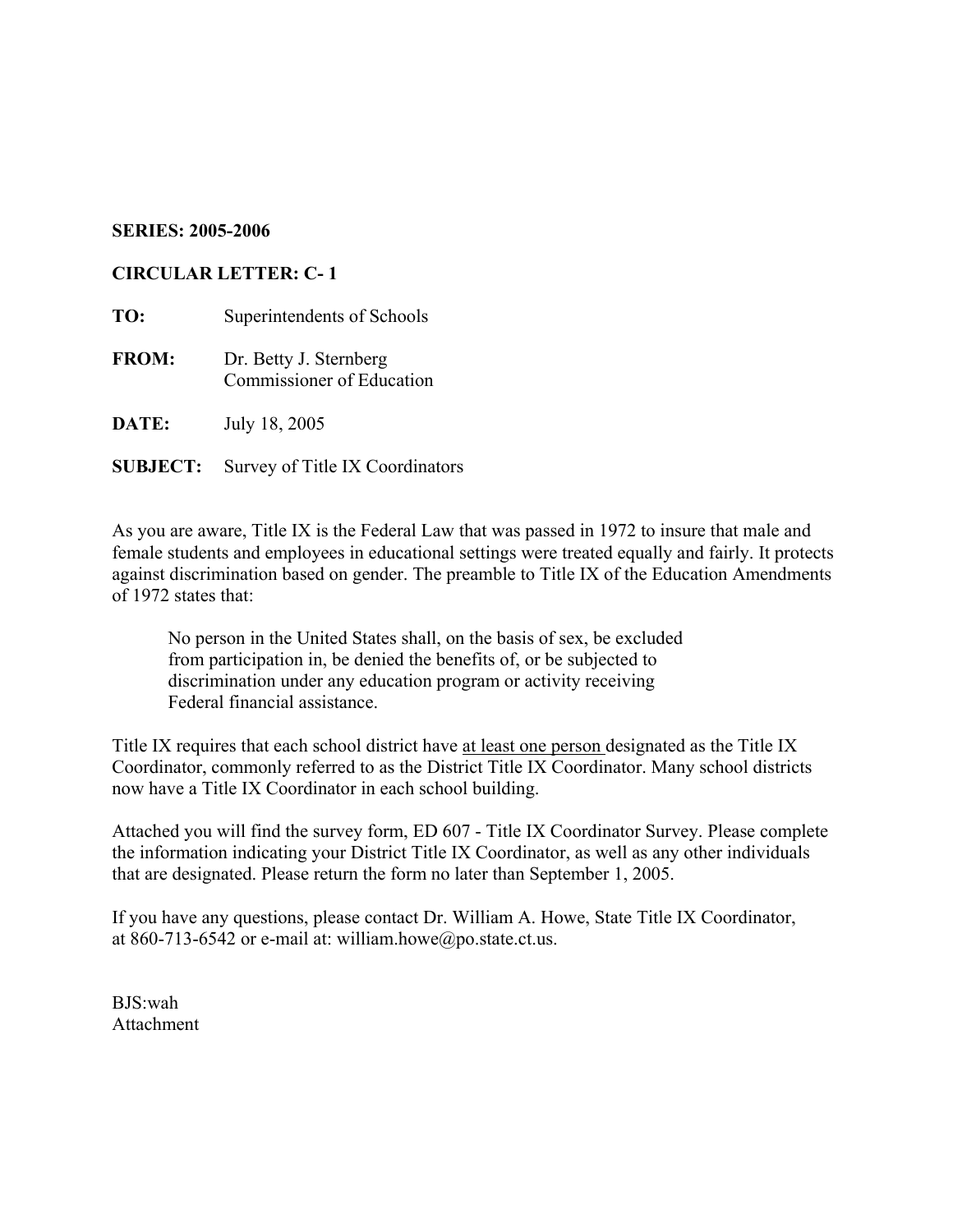**SERIES: 2005-2006**

**CIRCULAR LETTER: C- 1**

**TO:** Superintendents of Schools

**FROM:** Dr. Betty J. Sternberg
Commissioner of Education

**DATE:** July 18, 2005

**SUBJECT:** Survey of Title IX Coordinators

As you are aware, Title IX is the Federal Law that was passed in 1972 to insure that male and female students and employees in educational settings were treated equally and fairly. It protects against discrimination based on gender. The preamble to Title IX of the Education Amendments of 1972 states that:

> No person in the United States shall, on the basis of sex, be excluded from participation in, be denied the benefits of, or be subjected to discrimination under any education program or activity receiving Federal financial assistance.

Title IX requires that each school district have <u>at least one person</u> designated as the Title IX Coordinator, commonly referred to as the District Title IX Coordinator. Many school districts now have a Title IX Coordinator in each school building.

Attached you will find the survey form, ED 607 - Title IX Coordinator Survey. Please complete the information indicating your District Title IX Coordinator, as well as any other individuals that are designated. Please return the form no later than September 1, 2005.

If you have any questions, please contact Dr. William A. Howe, State Title IX Coordinator, at 860-713-6542 or e-mail at: william.howe@po.state.ct.us.

BJS:wah
Attachment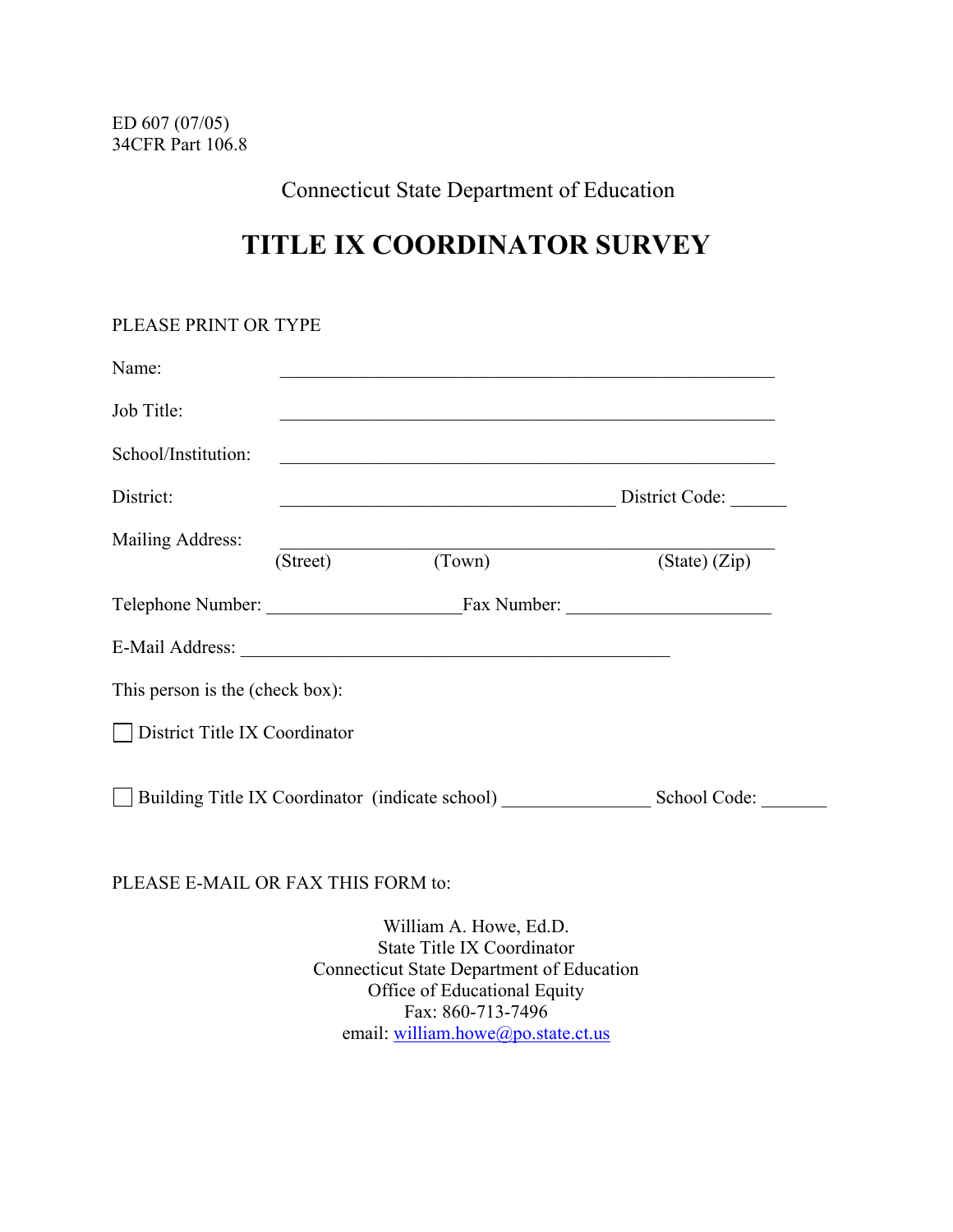ED 607 (07/05)
34CFR Part 106.8

Connecticut State Department of Education

# TITLE IX COORDINATOR SURVEY

PLEASE PRINT OR TYPE

Name: ______________________________________________________

Job Title: ______________________________________________________

School/Institution: ______________________________________________________

District: ____________________________________ District Code: ______

Mailing Address: ______________________________________________________
(Street) (Town) (State) (Zip)

Telephone Number: ____________________ Fax Number: _____________________

E-Mail Address: _______________________________________________

This person is the (check box):

☐ District Title IX Coordinator

☐ Building Title IX Coordinator (indicate school) _______________ School Code: _______

PLEASE E-MAIL OR FAX THIS FORM to:

William A. Howe, Ed.D.
State Title IX Coordinator
Connecticut State Department of Education
Office of Educational Equity
Fax: 860-713-7496
email: william.howe@po.state.ct.us